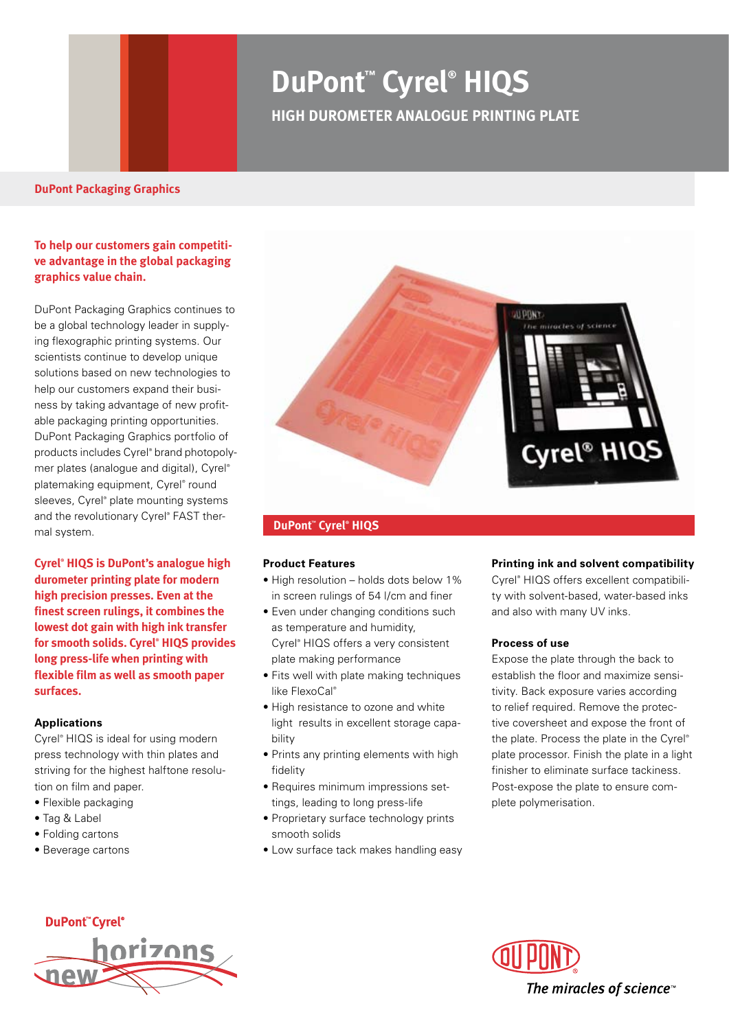# DuPont™ Cyrel® HIQS

## HIGH DUROMETER ANALOGUE PRINTING PLATE

**DuPont Packaging Graphics**

**To help our customers gain competitive advantage in the global packaging graphics value chain.**

DuPont Packaging Graphics continues to be a global technology leader in supplying flexographic printing systems. Our scientists continue to develop unique solutions based on new technologies to help our customers expand their business by taking advantage of new profitable packaging printing opportunities. DuPont Packaging Graphics portfolio of products includes Cyrel® brand photopolymer plates (analogue and digital), Cyrel® platemaking equipment, Cyrel® round sleeves, Cyrel® plate mounting systems and the revolutionary Cyrel® FAST thermal system.

**Cyrel® HIQS is DuPont's analogue high durometer printing plate for modern high precision presses. Even at the finest screen rulings, it combines the lowest dot gain with high ink transfer for smooth solids. Cyrel® HIQS provides long press-life when printing with flexible film as well as smooth paper surfaces.**

### Applications

Cyrel® HIQS is ideal for using modern press technology with thin plates and striving for the highest halftone resolution on film and paper.

- Flexible packaging
- Tag & Label
- Folding cartons
- Beverage cartons

## DuPont™ Cyrel® HIQS

### Product Features

- High resolution – holds dots below 1% in screen rulings of 54 l/cm and finer
- Even under changing conditions such as temperature and humidity, Cyrel® HIQS offers a very consistent plate making performance
- Fits well with plate making techniques like FlexoCal®
- High resistance to ozone and white light results in excellent storage capability
- Prints any printing elements with high fidelity
- Requires minimum impressions settings, leading to long press-life
- Proprietary surface technology prints smooth solids
- Low surface tack makes handling easy

### Printing ink and solvent compatibility

Cyrel® HIQS offers excellent compatibility with solvent-based, water-based inks and also with many UV inks.

### Process of use

Expose the plate through the back to establish the floor and maximize sensitivity. Back exposure varies according to relief required. Remove the protective coversheet and expose the front of the plate. Process the plate in the Cyrel® plate processor. Finish the plate in a light finisher to eliminate surface tackiness. Post-expose the plate to ensure complete polymerisation.

DuPont™ Cyrel® new horizons

DUPONT
The miracles of science™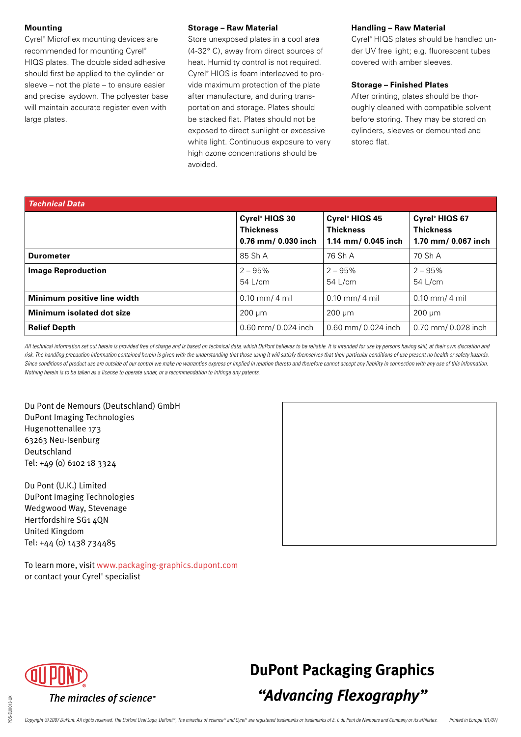### Mounting

Cyrel® Microflex mounting devices are recommended for mounting Cyrel® HIQS plates. The double sided adhesive should first be applied to the cylinder or sleeve – not the plate – to ensure easier and precise laydown. The polyester base will maintain accurate register even with large plates.

### Storage – Raw Material

Store unexposed plates in a cool area (4-32° C), away from direct sources of heat. Humidity control is not required. Cyrel® HIQS is foam interleaved to provide maximum protection of the plate after manufacture, and during transportation and storage. Plates should be stacked flat. Plates should not be exposed to direct sunlight or excessive white light. Continuous exposure to very high ozone concentrations should be avoided.

### Handling – Raw Material

Cyrel® HIQS plates should be handled under UV free light; e.g. fluorescent tubes covered with amber sleeves.

### Storage – Finished Plates

After printing, plates should be thoroughly cleaned with compatible solvent before storing. They may be stored on cylinders, sleeves or demounted and stored flat.

***Technical Data***

| | Cyrel® HIQS 30 Thickness 0.76 mm/ 0.030 inch | Cyrel® HIQS 45 Thickness 1.14 mm/ 0.045 inch | Cyrel® HIQS 67 Thickness 1.70 mm/ 0.067 inch |
|---|---|---|---|
| **Durometer** | 85 Sh A | 76 Sh A | 70 Sh A |
| **Image Reproduction** | 2 – 95% 54 L/cm | 2 – 95% 54 L/cm | 2 – 95% 54 L/cm |
| **Minimum positive line width** | 0.10 mm/ 4 mil | 0.10 mm/ 4 mil | 0.10 mm/ 4 mil |
| **Minimum isolated dot size** | 200 µm | 200 µm | 200 µm |
| **Relief Depth** | 0.60 mm/ 0.024 inch | 0.60 mm/ 0.024 inch | 0.70 mm/ 0.028 inch |

*All technical information set out herein is provided free of charge and is based on technical data, which DuPont believes to be reliable. It is intended for use by persons having skill, at their own discretion and risk. The handling precaution information contained herein is given with the understanding that those using it will satisfy themselves that their particular conditions of use present no health or safety hazards. Since conditions of product use are outside of our control we make no warranties express or implied in relation thereto and therefore cannot accept any liability in connection with any use of this information. Nothing herein is to be taken as a license to operate under, or a recommendation to infringe any patents.*

Du Pont de Nemours (Deutschland) GmbH
DuPont Imaging Technologies
Hugenottenallee 173
63263 Neu-Isenburg
Deutschland
Tel: +49 (0) 6102 18 3324

Du Pont (U.K.) Limited
DuPont Imaging Technologies
Wedgwood Way, Stevenage
Hertfordshire SG1 4QN
United Kingdom
Tel: +44 (0) 1438 734485

To learn more, visit www.packaging-graphics.dupont.com
or contact your Cyrel® specialist

DuPont

*The miracles of science™*

**DuPont Packaging Graphics**

***"Advancing Flexography"***

PDS-EU0013-UK

*Copyright © 2007 DuPont. All rights reserved. The DuPont Oval Logo, DuPont™, The miracles of science™ and Cyrel® are registered trademarks or trademarks of E. I. du Pont de Nemours and Company or its affiliates.* *Printed in Europe (01/07)*